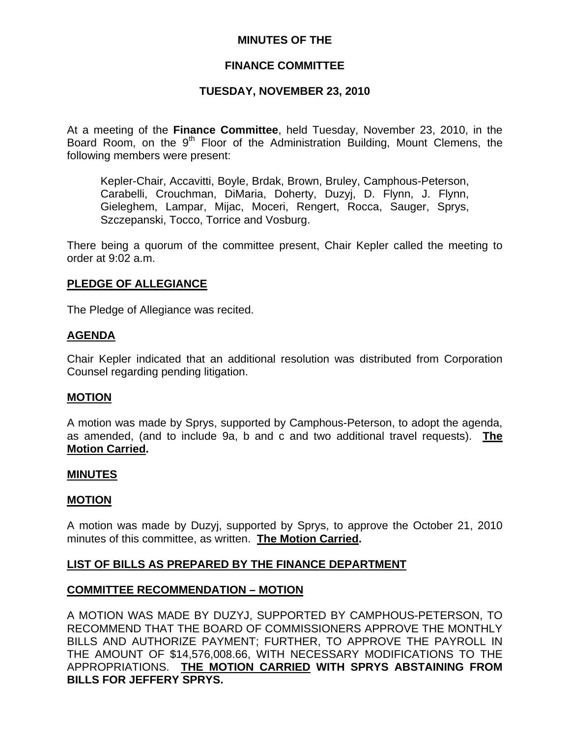**MINUTES OF THE**

**FINANCE COMMITTEE**

**TUESDAY, NOVEMBER 23, 2010**

At a meeting of the **Finance Committee**, held Tuesday, November 23, 2010, in the Board Room, on the 9th Floor of the Administration Building, Mount Clemens, the following members were present:

> Kepler-Chair, Accavitti, Boyle, Brdak, Brown, Bruley, Camphous-Peterson, Carabelli, Crouchman, DiMaria, Doherty, Duzyj, D. Flynn, J. Flynn, Gieleghem, Lampar, Mijac, Moceri, Rengert, Rocca, Sauger, Sprys, Szczepanski, Tocco, Torrice and Vosburg.

There being a quorum of the committee present, Chair Kepler called the meeting to order at 9:02 a.m.

**PLEDGE OF ALLEGIANCE**

The Pledge of Allegiance was recited.

**AGENDA**

Chair Kepler indicated that an additional resolution was distributed from Corporation Counsel regarding pending litigation.

**MOTION**

A motion was made by Sprys, supported by Camphous-Peterson, to adopt the agenda, as amended, (and to include 9a, b and c and two additional travel requests). **The Motion Carried.**

**MINUTES**

**MOTION**

A motion was made by Duzyj, supported by Sprys, to approve the October 21, 2010 minutes of this committee, as written. **The Motion Carried.**

**LIST OF BILLS AS PREPARED BY THE FINANCE DEPARTMENT**

**COMMITTEE RECOMMENDATION – MOTION**

A MOTION WAS MADE BY DUZYJ, SUPPORTED BY CAMPHOUS-PETERSON, TO RECOMMEND THAT THE BOARD OF COMMISSIONERS APPROVE THE MONTHLY BILLS AND AUTHORIZE PAYMENT; FURTHER, TO APPROVE THE PAYROLL IN THE AMOUNT OF $14,576,008.66, WITH NECESSARY MODIFICATIONS TO THE APPROPRIATIONS. **THE MOTION CARRIED WITH SPRYS ABSTAINING FROM BILLS FOR JEFFERY SPRYS.**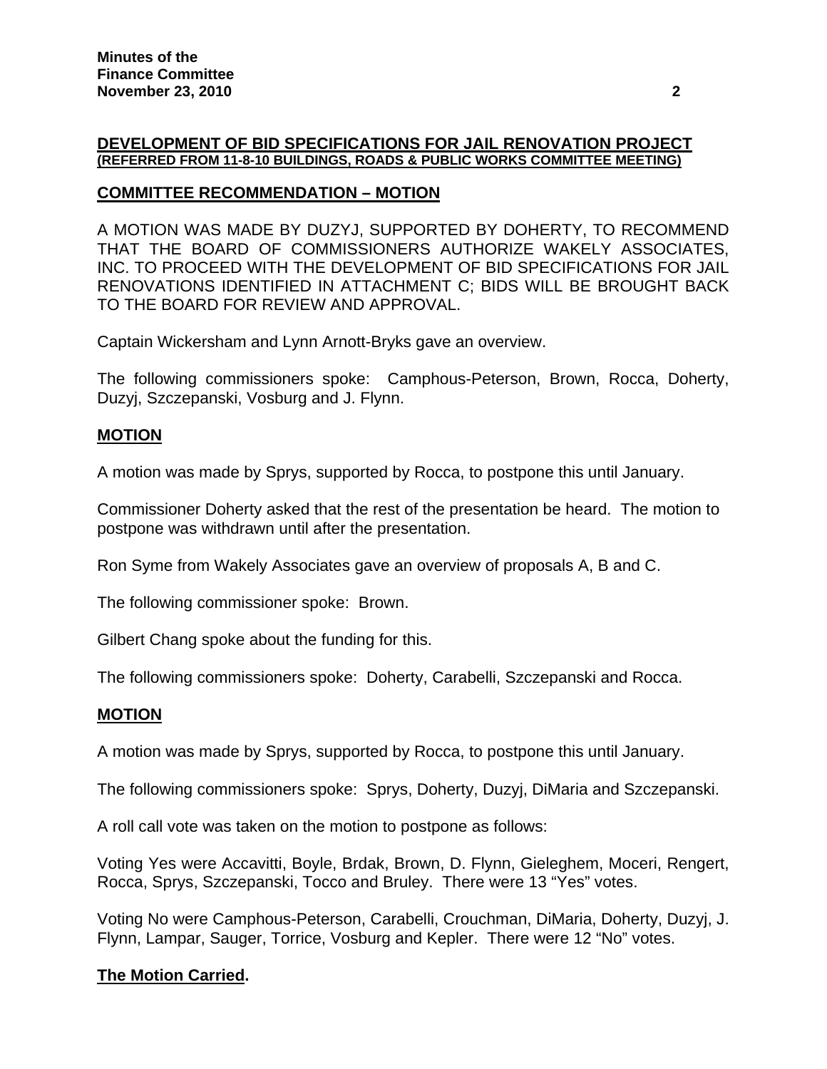## DEVELOPMENT OF BID SPECIFICATIONS FOR JAIL RENOVATION PROJECT (REFERRED FROM 11-8-10 BUILDINGS, ROADS & PUBLIC WORKS COMMITTEE MEETING)

### COMMITTEE RECOMMENDATION – MOTION

A MOTION WAS MADE BY DUZYJ, SUPPORTED BY DOHERTY, TO RECOMMEND THAT THE BOARD OF COMMISSIONERS AUTHORIZE WAKELY ASSOCIATES, INC. TO PROCEED WITH THE DEVELOPMENT OF BID SPECIFICATIONS FOR JAIL RENOVATIONS IDENTIFIED IN ATTACHMENT C; BIDS WILL BE BROUGHT BACK TO THE BOARD FOR REVIEW AND APPROVAL.

Captain Wickersham and Lynn Arnott-Bryks gave an overview.

The following commissioners spoke: Camphous-Peterson, Brown, Rocca, Doherty, Duzyj, Szczepanski, Vosburg and J. Flynn.

### MOTION

A motion was made by Sprys, supported by Rocca, to postpone this until January.

Commissioner Doherty asked that the rest of the presentation be heard. The motion to postpone was withdrawn until after the presentation.

Ron Syme from Wakely Associates gave an overview of proposals A, B and C.

The following commissioner spoke: Brown.

Gilbert Chang spoke about the funding for this.

The following commissioners spoke: Doherty, Carabelli, Szczepanski and Rocca.

### MOTION

A motion was made by Sprys, supported by Rocca, to postpone this until January.

The following commissioners spoke: Sprys, Doherty, Duzyj, DiMaria and Szczepanski.

A roll call vote was taken on the motion to postpone as follows:

Voting Yes were Accavitti, Boyle, Brdak, Brown, D. Flynn, Gieleghem, Moceri, Rengert, Rocca, Sprys, Szczepanski, Tocco and Bruley. There were 13 "Yes" votes.

Voting No were Camphous-Peterson, Carabelli, Crouchman, DiMaria, Doherty, Duzyj, J. Flynn, Lampar, Sauger, Torrice, Vosburg and Kepler. There were 12 "No" votes.

**The Motion Carried.**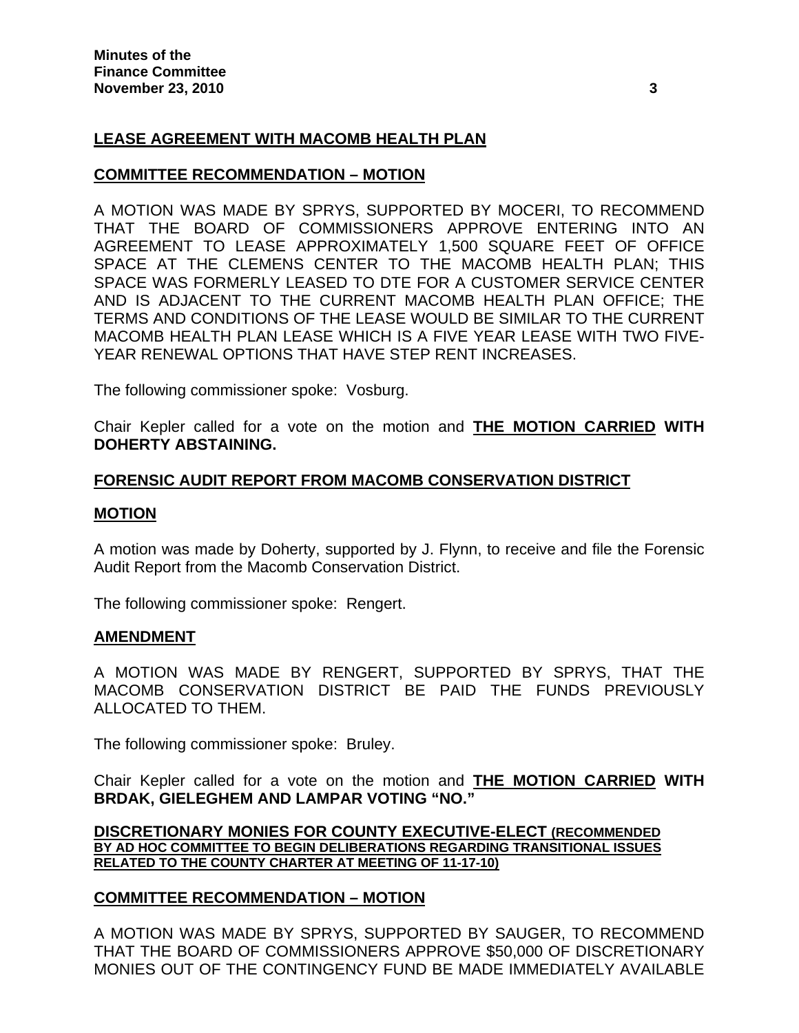**LEASE AGREEMENT WITH MACOMB HEALTH PLAN**

**COMMITTEE RECOMMENDATION – MOTION**

A MOTION WAS MADE BY SPRYS, SUPPORTED BY MOCERI, TO RECOMMEND THAT THE BOARD OF COMMISSIONERS APPROVE ENTERING INTO AN AGREEMENT TO LEASE APPROXIMATELY 1,500 SQUARE FEET OF OFFICE SPACE AT THE CLEMENS CENTER TO THE MACOMB HEALTH PLAN; THIS SPACE WAS FORMERLY LEASED TO DTE FOR A CUSTOMER SERVICE CENTER AND IS ADJACENT TO THE CURRENT MACOMB HEALTH PLAN OFFICE; THE TERMS AND CONDITIONS OF THE LEASE WOULD BE SIMILAR TO THE CURRENT MACOMB HEALTH PLAN LEASE WHICH IS A FIVE YEAR LEASE WITH TWO FIVE-YEAR RENEWAL OPTIONS THAT HAVE STEP RENT INCREASES.

The following commissioner spoke: Vosburg.

Chair Kepler called for a vote on the motion and **THE MOTION CARRIED WITH DOHERTY ABSTAINING.**

**FORENSIC AUDIT REPORT FROM MACOMB CONSERVATION DISTRICT**

**MOTION**

A motion was made by Doherty, supported by J. Flynn, to receive and file the Forensic Audit Report from the Macomb Conservation District.

The following commissioner spoke: Rengert.

**AMENDMENT**

A MOTION WAS MADE BY RENGERT, SUPPORTED BY SPRYS, THAT THE MACOMB CONSERVATION DISTRICT BE PAID THE FUNDS PREVIOUSLY ALLOCATED TO THEM.

The following commissioner spoke: Bruley.

Chair Kepler called for a vote on the motion and **THE MOTION CARRIED WITH BRDAK, GIELEGHEM AND LAMPAR VOTING "NO."**

**DISCRETIONARY MONIES FOR COUNTY EXECUTIVE-ELECT (RECOMMENDED BY AD HOC COMMITTEE TO BEGIN DELIBERATIONS REGARDING TRANSITIONAL ISSUES RELATED TO THE COUNTY CHARTER AT MEETING OF 11-17-10)**

**COMMITTEE RECOMMENDATION – MOTION**

A MOTION WAS MADE BY SPRYS, SUPPORTED BY SAUGER, TO RECOMMEND THAT THE BOARD OF COMMISSIONERS APPROVE $50,000 OF DISCRETIONARY MONIES OUT OF THE CONTINGENCY FUND BE MADE IMMEDIATELY AVAILABLE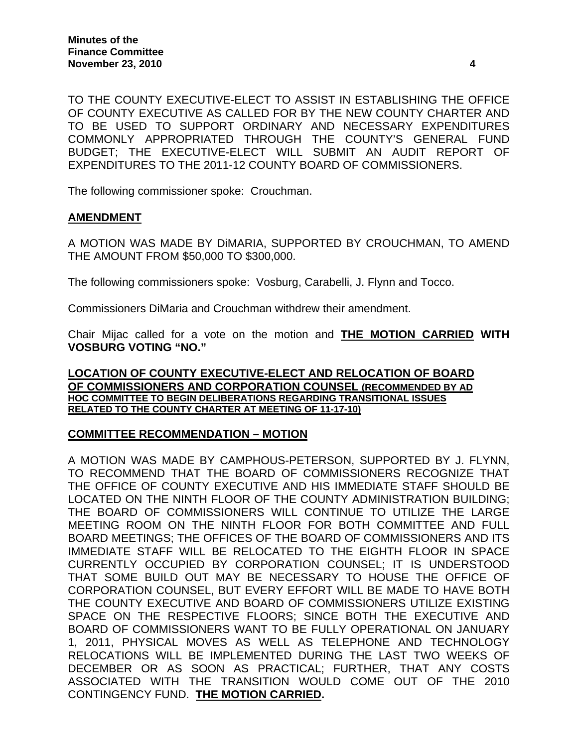TO THE COUNTY EXECUTIVE-ELECT TO ASSIST IN ESTABLISHING THE OFFICE OF COUNTY EXECUTIVE AS CALLED FOR BY THE NEW COUNTY CHARTER AND TO BE USED TO SUPPORT ORDINARY AND NECESSARY EXPENDITURES COMMONLY APPROPRIATED THROUGH THE COUNTY'S GENERAL FUND BUDGET; THE EXECUTIVE-ELECT WILL SUBMIT AN AUDIT REPORT OF EXPENDITURES TO THE 2011-12 COUNTY BOARD OF COMMISSIONERS.

The following commissioner spoke: Crouchman.

**AMENDMENT**

A MOTION WAS MADE BY DiMARIA, SUPPORTED BY CROUCHMAN, TO AMEND THE AMOUNT FROM $50,000 TO $300,000.

The following commissioners spoke: Vosburg, Carabelli, J. Flynn and Tocco.

Commissioners DiMaria and Crouchman withdrew their amendment.

Chair Mijac called for a vote on the motion and **THE MOTION CARRIED WITH VOSBURG VOTING "NO."**

**LOCATION OF COUNTY EXECUTIVE-ELECT AND RELOCATION OF BOARD OF COMMISSIONERS AND CORPORATION COUNSEL (RECOMMENDED BY AD HOC COMMITTEE TO BEGIN DELIBERATIONS REGARDING TRANSITIONAL ISSUES RELATED TO THE COUNTY CHARTER AT MEETING OF 11-17-10)**

**COMMITTEE RECOMMENDATION – MOTION**

A MOTION WAS MADE BY CAMPHOUS-PETERSON, SUPPORTED BY J. FLYNN, TO RECOMMEND THAT THE BOARD OF COMMISSIONERS RECOGNIZE THAT THE OFFICE OF COUNTY EXECUTIVE AND HIS IMMEDIATE STAFF SHOULD BE LOCATED ON THE NINTH FLOOR OF THE COUNTY ADMINISTRATION BUILDING; THE BOARD OF COMMISSIONERS WILL CONTINUE TO UTILIZE THE LARGE MEETING ROOM ON THE NINTH FLOOR FOR BOTH COMMITTEE AND FULL BOARD MEETINGS; THE OFFICES OF THE BOARD OF COMMISSIONERS AND ITS IMMEDIATE STAFF WILL BE RELOCATED TO THE EIGHTH FLOOR IN SPACE CURRENTLY OCCUPIED BY CORPORATION COUNSEL; IT IS UNDERSTOOD THAT SOME BUILD OUT MAY BE NECESSARY TO HOUSE THE OFFICE OF CORPORATION COUNSEL, BUT EVERY EFFORT WILL BE MADE TO HAVE BOTH THE COUNTY EXECUTIVE AND BOARD OF COMMISSIONERS UTILIZE EXISTING SPACE ON THE RESPECTIVE FLOORS; SINCE BOTH THE EXECUTIVE AND BOARD OF COMMISSIONERS WANT TO BE FULLY OPERATIONAL ON JANUARY 1, 2011, PHYSICAL MOVES AS WELL AS TELEPHONE AND TECHNOLOGY RELOCATIONS WILL BE IMPLEMENTED DURING THE LAST TWO WEEKS OF DECEMBER OR AS SOON AS PRACTICAL; FURTHER, THAT ANY COSTS ASSOCIATED WITH THE TRANSITION WOULD COME OUT OF THE 2010 CONTINGENCY FUND. **THE MOTION CARRIED.**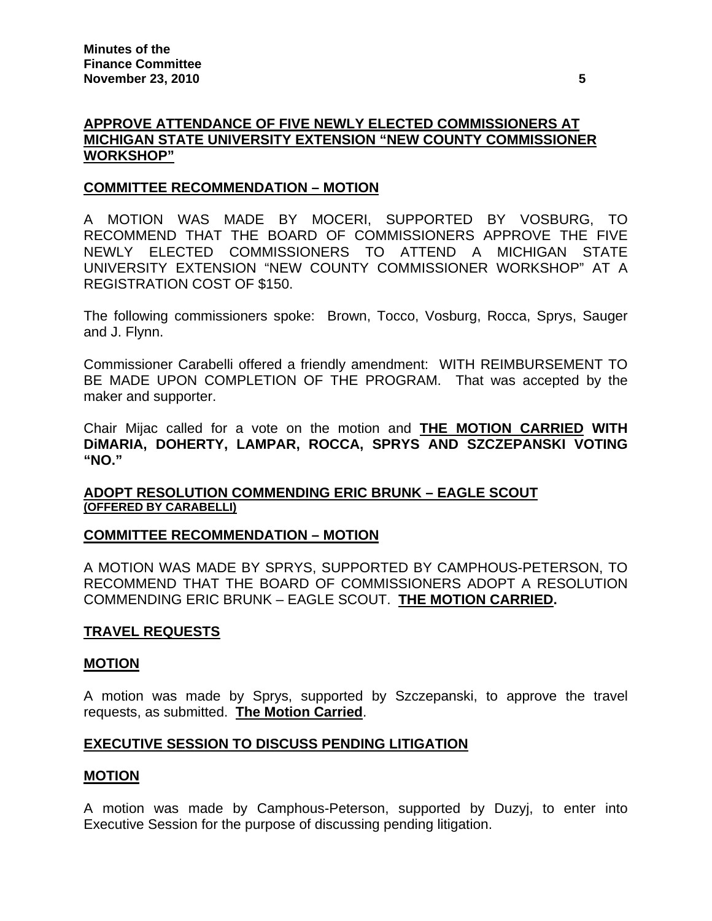**APPROVE ATTENDANCE OF FIVE NEWLY ELECTED COMMISSIONERS AT MICHIGAN STATE UNIVERSITY EXTENSION "NEW COUNTY COMMISSIONER WORKSHOP"**

**COMMITTEE RECOMMENDATION – MOTION**

A MOTION WAS MADE BY MOCERI, SUPPORTED BY VOSBURG, TO RECOMMEND THAT THE BOARD OF COMMISSIONERS APPROVE THE FIVE NEWLY ELECTED COMMISSIONERS TO ATTEND A MICHIGAN STATE UNIVERSITY EXTENSION "NEW COUNTY COMMISSIONER WORKSHOP" AT A REGISTRATION COST OF $150.

The following commissioners spoke: Brown, Tocco, Vosburg, Rocca, Sprys, Sauger and J. Flynn.

Commissioner Carabelli offered a friendly amendment: WITH REIMBURSEMENT TO BE MADE UPON COMPLETION OF THE PROGRAM. That was accepted by the maker and supporter.

Chair Mijac called for a vote on the motion and **THE MOTION CARRIED WITH DiMARIA, DOHERTY, LAMPAR, ROCCA, SPRYS AND SZCZEPANSKI VOTING "NO."**

**ADOPT RESOLUTION COMMENDING ERIC BRUNK – EAGLE SCOUT**
**(OFFERED BY CARABELLI)**

**COMMITTEE RECOMMENDATION – MOTION**

A MOTION WAS MADE BY SPRYS, SUPPORTED BY CAMPHOUS-PETERSON, TO RECOMMEND THAT THE BOARD OF COMMISSIONERS ADOPT A RESOLUTION COMMENDING ERIC BRUNK – EAGLE SCOUT. **THE MOTION CARRIED.**

**TRAVEL REQUESTS**

**MOTION**

A motion was made by Sprys, supported by Szczepanski, to approve the travel requests, as submitted. **The Motion Carried**.

**EXECUTIVE SESSION TO DISCUSS PENDING LITIGATION**

**MOTION**

A motion was made by Camphous-Peterson, supported by Duzyj, to enter into Executive Session for the purpose of discussing pending litigation.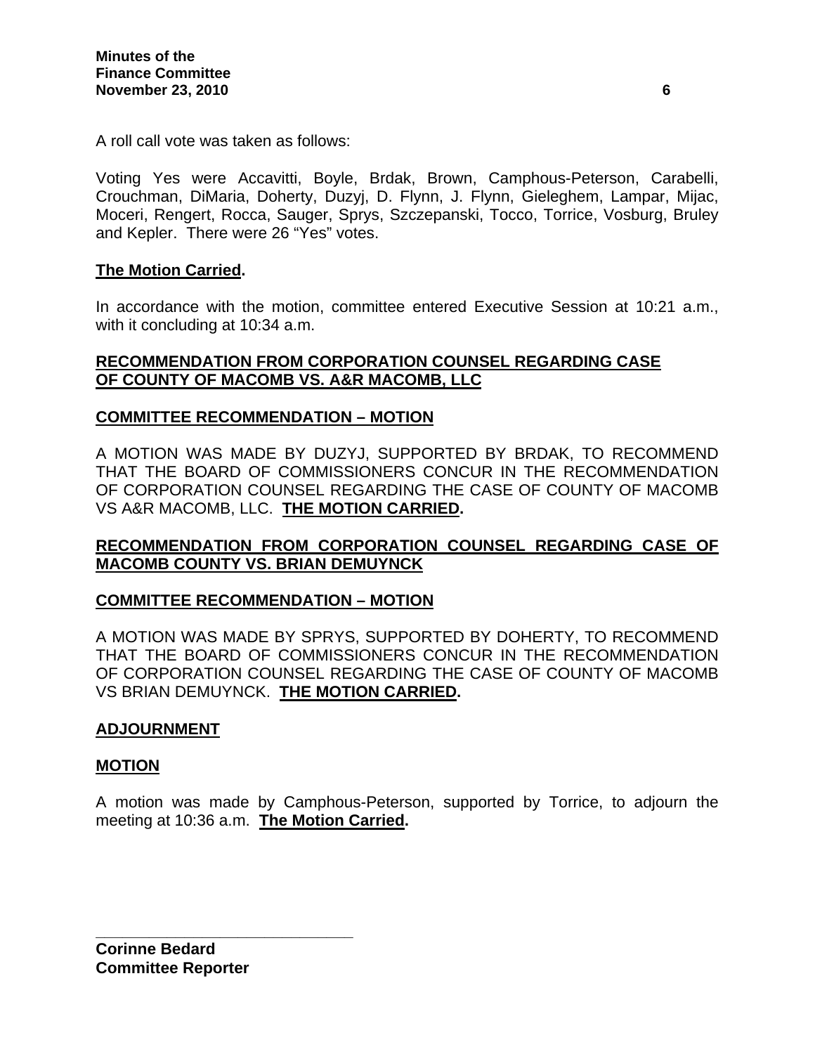A roll call vote was taken as follows:

Voting Yes were Accavitti, Boyle, Brdak, Brown, Camphous-Peterson, Carabelli, Crouchman, DiMaria, Doherty, Duzyj, D. Flynn, J. Flynn, Gieleghem, Lampar, Mijac, Moceri, Rengert, Rocca, Sauger, Sprys, Szczepanski, Tocco, Torrice, Vosburg, Bruley and Kepler. There were 26 "Yes" votes.

**The Motion Carried.**

In accordance with the motion, committee entered Executive Session at 10:21 a.m., with it concluding at 10:34 a.m.

**RECOMMENDATION FROM CORPORATION COUNSEL REGARDING CASE OF COUNTY OF MACOMB VS. A&R MACOMB, LLC**

**COMMITTEE RECOMMENDATION – MOTION**

A MOTION WAS MADE BY DUZYJ, SUPPORTED BY BRDAK, TO RECOMMEND THAT THE BOARD OF COMMISSIONERS CONCUR IN THE RECOMMENDATION OF CORPORATION COUNSEL REGARDING THE CASE OF COUNTY OF MACOMB VS A&R MACOMB, LLC. **THE MOTION CARRIED.**

**RECOMMENDATION FROM CORPORATION COUNSEL REGARDING CASE OF MACOMB COUNTY VS. BRIAN DEMUYNCK**

**COMMITTEE RECOMMENDATION – MOTION**

A MOTION WAS MADE BY SPRYS, SUPPORTED BY DOHERTY, TO RECOMMEND THAT THE BOARD OF COMMISSIONERS CONCUR IN THE RECOMMENDATION OF CORPORATION COUNSEL REGARDING THE CASE OF COUNTY OF MACOMB VS BRIAN DEMUYNCK. **THE MOTION CARRIED.**

**ADJOURNMENT**

**MOTION**

A motion was made by Camphous-Peterson, supported by Torrice, to adjourn the meeting at 10:36 a.m. **The Motion Carried.**

\_\_\_\_\_\_\_\_\_\_\_\_\_\_\_\_\_\_\_\_\_\_\_\_\_\_\_\_\_\_\_

**Corinne Bedard**
**Committee Reporter**